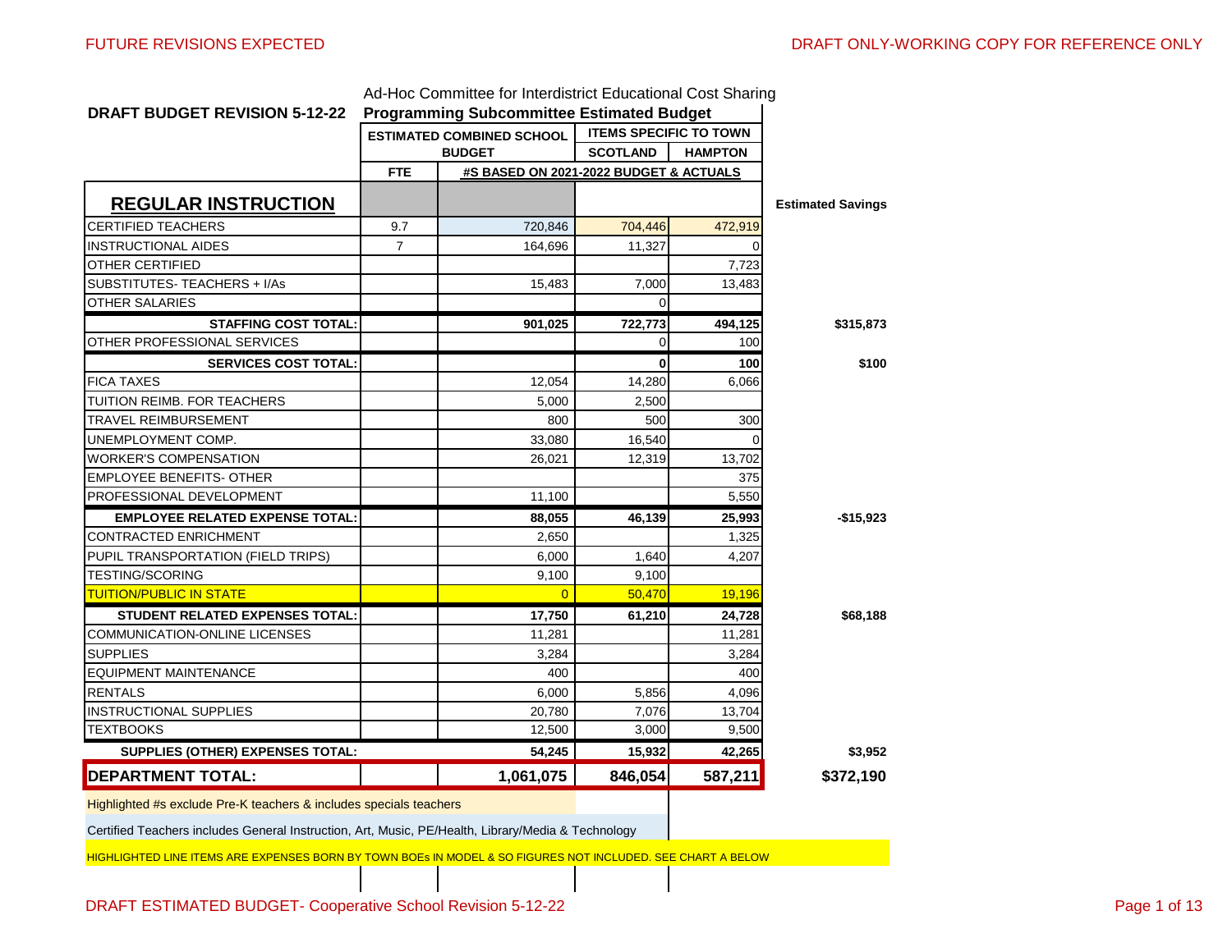FUTURE REVISIONS EXPECTED

DRAFT ONLY-WORKING COPY FOR REFERENCE ONLY

**DRAFT BUDGET REVISION 5-12-22**

Ad-Hoc Committee for Interdistrict Educational Cost Sharing

**Programming Subcommittee Estimated Budget**

| | ESTIMATED COMBINED SCHOOL BUDGET | | ITEMS SPECIFIC TO TOWN | | |
|---|---|---|---|---|---|
| | | | SCOTLAND | HAMPTON | |
| | FTE | #S BASED ON 2021-2022 BUDGET & ACTUALS | | | |
| **REGULAR INSTRUCTION** | | | | | **Estimated Savings** |
| CERTIFIED TEACHERS | 9.7 | 720,846 | 704,446 | 472,919 | |
| INSTRUCTIONAL AIDES | 7 | 164,696 | 11,327 | 0 | |
| OTHER CERTIFIED | | | | 7,723 | |
| SUBSTITUTES- TEACHERS + I/As | | 15,483 | 7,000 | 13,483 | |
| OTHER SALARIES | | | 0 | | |
| **STAFFING COST TOTAL:** | | **901,025** | **722,773** | **494,125** | **$315,873** |
| OTHER PROFESSIONAL SERVICES | | | 0 | 100 | |
| **SERVICES COST TOTAL:** | | | **0** | **100** | **$100** |
| FICA TAXES | | 12,054 | 14,280 | 6,066 | |
| TUITION REIMB. FOR TEACHERS | | 5,000 | 2,500 | | |
| TRAVEL REIMBURSEMENT | | 800 | 500 | 300 | |
| UNEMPLOYMENT COMP. | | 33,080 | 16,540 | 0 | |
| WORKER'S COMPENSATION | | 26,021 | 12,319 | 13,702 | |
| EMPLOYEE BENEFITS- OTHER | | | | 375 | |
| PROFESSIONAL DEVELOPMENT | | 11,100 | | 5,550 | |
| **EMPLOYEE RELATED EXPENSE TOTAL:** | | **88,055** | **46,139** | **25,993** | **-$15,923** |
| CONTRACTED ENRICHMENT | | 2,650 | | 1,325 | |
| PUPIL TRANSPORTATION (FIELD TRIPS) | | 6,000 | 1,640 | 4,207 | |
| TESTING/SCORING | | 9,100 | 9,100 | | |
| TUITION/PUBLIC IN STATE | | 0 | 50,470 | 19,196 | |
| **STUDENT RELATED EXPENSES TOTAL:** | | **17,750** | **61,210** | **24,728** | **$68,188** |
| COMMUNICATION-ONLINE LICENSES | | 11,281 | | 11,281 | |
| SUPPLIES | | 3,284 | | 3,284 | |
| EQUIPMENT MAINTENANCE | | 400 | | 400 | |
| RENTALS | | 6,000 | 5,856 | 4,096 | |
| INSTRUCTIONAL SUPPLIES | | 20,780 | 7,076 | 13,704 | |
| TEXTBOOKS | | 12,500 | 3,000 | 9,500 | |
| **SUPPLIES (OTHER) EXPENSES TOTAL:** | | **54,245** | **15,932** | **42,265** | **$3,952** |
| **DEPARTMENT TOTAL:** | | **1,061,075** | **846,054** | **587,211** | **$372,190** |

Highlighted #s exclude Pre-K teachers & includes specials teachers

Certified Teachers includes General Instruction, Art, Music, PE/Health, Library/Media & Technology

HIGHLIGHTED LINE ITEMS ARE EXPENSES BORN BY TOWN BOEs IN MODEL & SO FIGURES NOT INCLUDED. SEE CHART A BELOW

DRAFT ESTIMATED BUDGET- Cooperative School Revision 5-12-22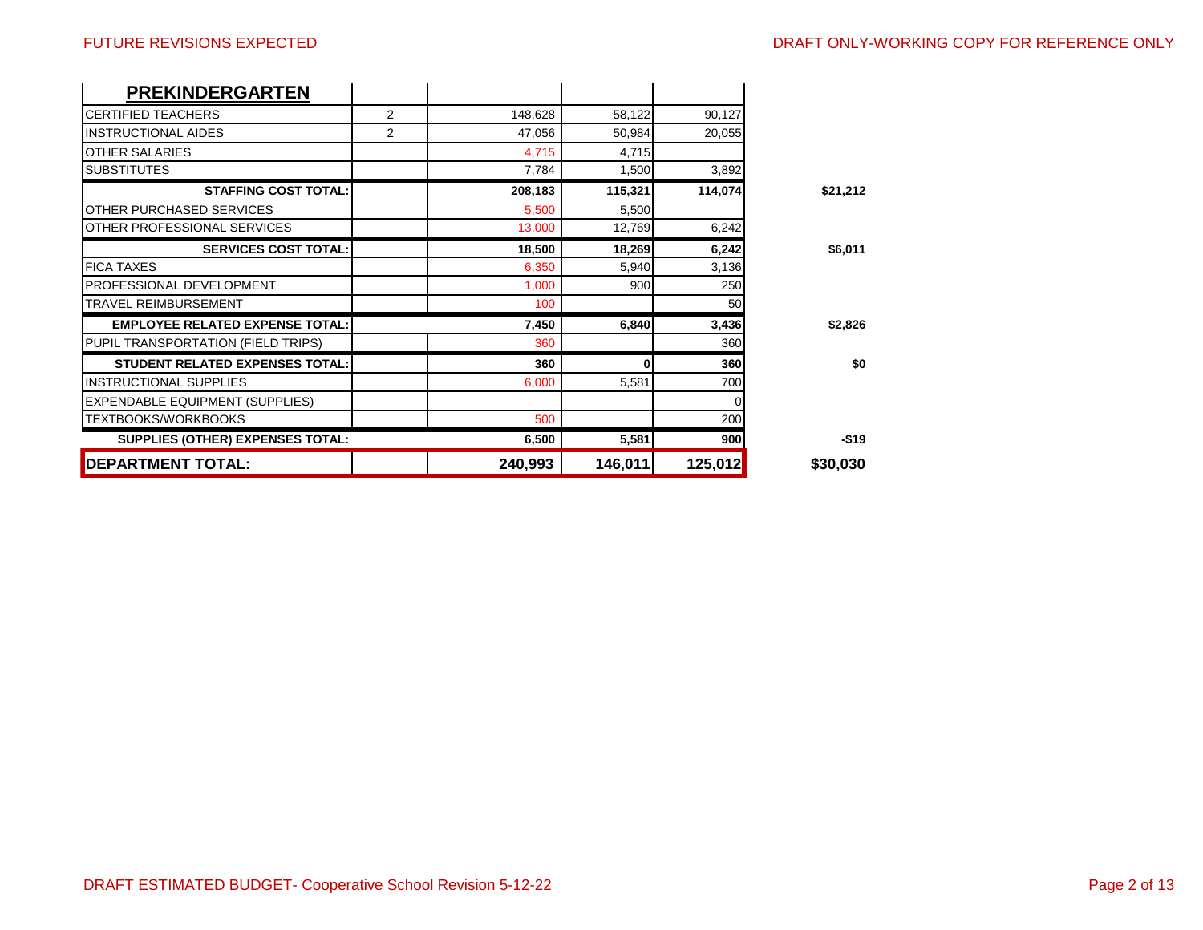| PREKINDERGARTEN | | | | | |
|---|---|---|---|---|---|
| CERTIFIED TEACHERS | 2 | 148,628 | 58,122 | 90,127 | |
| INSTRUCTIONAL AIDES | 2 | 47,056 | 50,984 | 20,055 | |
| OTHER SALARIES | | 4,715 | 4,715 | | |
| SUBSTITUTES | | 7,784 | 1,500 | 3,892 | |
| **STAFFING COST TOTAL:** | | **208,183** | **115,321** | **114,074** | **$21,212** |
| OTHER PURCHASED SERVICES | | 5,500 | 5,500 | | |
| OTHER PROFESSIONAL SERVICES | | 13,000 | 12,769 | 6,242 | |
| **SERVICES COST TOTAL:** | | **18,500** | **18,269** | **6,242** | **$6,011** |
| FICA TAXES | | 6,350 | 5,940 | 3,136 | |
| PROFESSIONAL DEVELOPMENT | | 1,000 | 900 | 250 | |
| TRAVEL REIMBURSEMENT | | 100 | | 50 | |
| **EMPLOYEE RELATED EXPENSE TOTAL:** | | **7,450** | **6,840** | **3,436** | **$2,826** |
| PUPIL TRANSPORTATION (FIELD TRIPS) | | 360 | | 360 | |
| **STUDENT RELATED EXPENSES TOTAL:** | | **360** | **0** | **360** | **$0** |
| INSTRUCTIONAL SUPPLIES | | 6,000 | 5,581 | 700 | |
| EXPENDABLE EQUIPMENT (SUPPLIES) | | | | 0 | |
| TEXTBOOKS/WORKBOOKS | | 500 | | 200 | |
| **SUPPLIES (OTHER) EXPENSES TOTAL:** | | **6,500** | **5,581** | **900** | **-$19** |
| **DEPARTMENT TOTAL:** | | **240,993** | **146,011** | **125,012** | **$30,030** |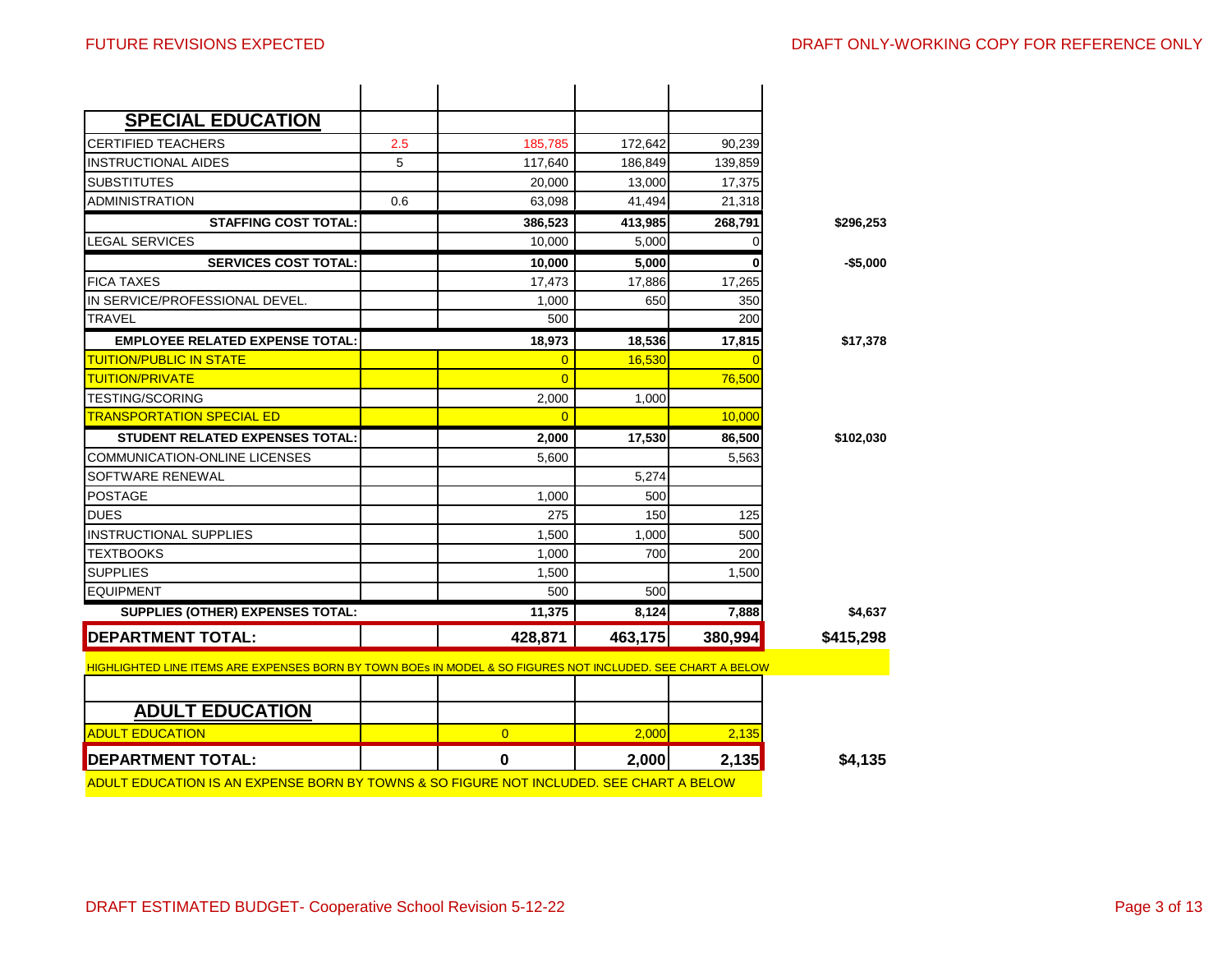FUTURE REVISIONS EXPECTED

DRAFT ONLY-WORKING COPY FOR REFERENCE ONLY

| | | | | | |
|---|---|---|---|---|---|
| **SPECIAL EDUCATION** | | | | | |
| CERTIFIED TEACHERS | 2.5 | 185,785 | 172,642 | 90,239 | |
| INSTRUCTIONAL AIDES | 5 | 117,640 | 186,849 | 139,859 | |
| SUBSTITUTES | | 20,000 | 13,000 | 17,375 | |
| ADMINISTRATION | 0.6 | 63,098 | 41,494 | 21,318 | |
| **STAFFING COST TOTAL:** | | **386,523** | **413,985** | **268,791** | **$296,253** |
| LEGAL SERVICES | | 10,000 | 5,000 | 0 | |
| **SERVICES COST TOTAL:** | | **10,000** | **5,000** | **0** | **-$5,000** |
| FICA TAXES | | 17,473 | 17,886 | 17,265 | |
| IN SERVICE/PROFESSIONAL DEVEL. | | 1,000 | 650 | 350 | |
| TRAVEL | | 500 | | 200 | |
| **EMPLOYEE RELATED EXPENSE TOTAL:** | | **18,973** | **18,536** | **17,815** | **$17,378** |
| TUITION/PUBLIC IN STATE | | 0 | 16,530 | 0 | |
| TUITION/PRIVATE | | 0 | | 76,500 | |
| TESTING/SCORING | | 2,000 | 1,000 | | |
| TRANSPORTATION SPECIAL ED | | 0 | | 10,000 | |
| **STUDENT RELATED EXPENSES TOTAL:** | | **2,000** | **17,530** | **86,500** | **$102,030** |
| COMMUNICATION-ONLINE LICENSES | | 5,600 | | 5,563 | |
| SOFTWARE RENEWAL | | | 5,274 | | |
| POSTAGE | | 1,000 | 500 | | |
| DUES | | 275 | 150 | 125 | |
| INSTRUCTIONAL SUPPLIES | | 1,500 | 1,000 | 500 | |
| TEXTBOOKS | | 1,000 | 700 | 200 | |
| SUPPLIES | | 1,500 | | 1,500 | |
| EQUIPMENT | | 500 | 500 | | |
| **SUPPLIES (OTHER) EXPENSES TOTAL:** | | **11,375** | **8,124** | **7,888** | **$4,637** |
| **DEPARTMENT TOTAL:** | | **428,871** | **463,175** | **380,994** | **$415,298** |

HIGHLIGHTED LINE ITEMS ARE EXPENSES BORN BY TOWN BOEs IN MODEL & SO FIGURES NOT INCLUDED. SEE CHART A BELOW

| | | | | | |
|---|---|---|---|---|---|
| **ADULT EDUCATION** | | | | | |
| ADULT EDUCATION | | 0 | 2,000 | 2,135 | |
| **DEPARTMENT TOTAL:** | | **0** | **2,000** | **2,135** | **$4,135** |

ADULT EDUCATION IS AN EXPENSE BORN BY TOWNS & SO FIGURE NOT INCLUDED. SEE CHART A BELOW

DRAFT ESTIMATED BUDGET- Cooperative School Revision 5-12-22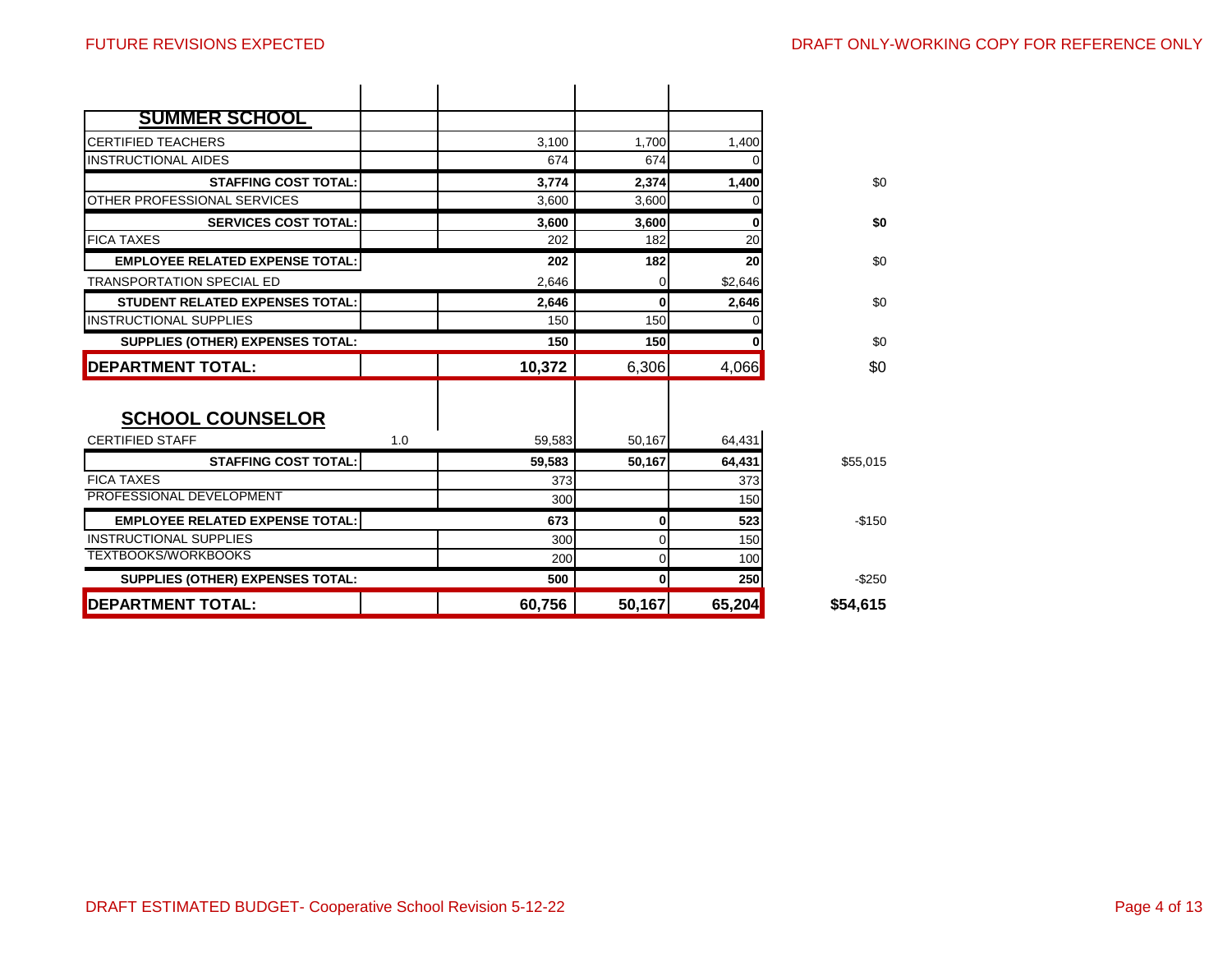| SUMMER SCHOOL | | | | | |
|---|---|---|---|---|---|
| CERTIFIED TEACHERS | | 3,100 | 1,700 | 1,400 | |
| INSTRUCTIONAL AIDES | | 674 | 674 | 0 | |
| **STAFFING COST TOTAL:** | | **3,774** | **2,374** | **1,400** | $0 |
| OTHER PROFESSIONAL SERVICES | | 3,600 | 3,600 | 0 | |
| **SERVICES COST TOTAL:** | | **3,600** | **3,600** | **0** | **$0** |
| FICA TAXES | | 202 | 182 | 20 | |
| **EMPLOYEE RELATED EXPENSE TOTAL:** | | **202** | **182** | **20** | $0 |
| TRANSPORTATION SPECIAL ED | | 2,646 | 0 | $2,646 | |
| **STUDENT RELATED EXPENSES TOTAL:** | | **2,646** | **0** | **2,646** | $0 |
| INSTRUCTIONAL SUPPLIES | | 150 | 150 | 0 | |
| **SUPPLIES (OTHER) EXPENSES TOTAL:** | | **150** | **150** | **0** | $0 |
| **DEPARTMENT TOTAL:** | | **10,372** | 6,306 | 4,066 | $0 |

| SCHOOL COUNSELOR | | | | | |
|---|---|---|---|---|---|
| CERTIFIED STAFF | 1.0 | 59,583 | 50,167 | 64,431 | |
| **STAFFING COST TOTAL:** | | **59,583** | **50,167** | **64,431** | $55,015 |
| FICA TAXES | | 373 | | 373 | |
| PROFESSIONAL DEVELOPMENT | | 300 | | 150 | |
| **EMPLOYEE RELATED EXPENSE TOTAL:** | | **673** | **0** | **523** | -$150 |
| INSTRUCTIONAL SUPPLIES | | 300 | 0 | 150 | |
| TEXTBOOKS/WORKBOOKS | | 200 | 0 | 100 | |
| **SUPPLIES (OTHER) EXPENSES TOTAL:** | | **500** | **0** | **250** | -$250 |
| **DEPARTMENT TOTAL:** | | **60,756** | **50,167** | **65,204** | **$54,615** |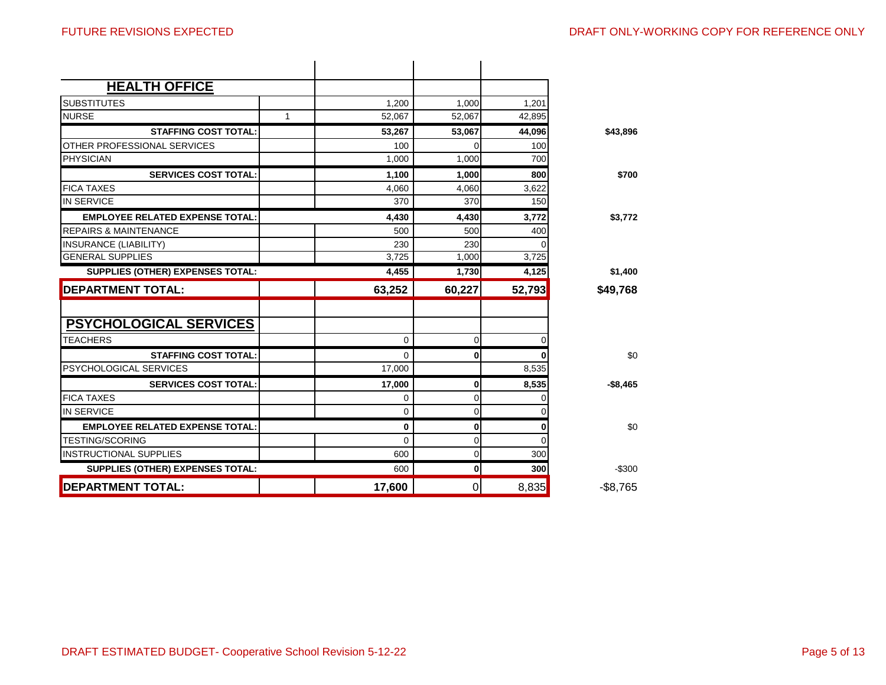| HEALTH OFFICE | | | | | |
|---|---|---|---|---|---|
| SUBSTITUTES | | 1,200 | 1,000 | 1,201 | |
| NURSE | 1 | 52,067 | 52,067 | 42,895 | |
| **STAFFING COST TOTAL:** | | **53,267** | **53,067** | **44,096** | **$43,896** |
| OTHER PROFESSIONAL SERVICES | | 100 | 0 | 100 | |
| PHYSICIAN | | 1,000 | 1,000 | 700 | |
| **SERVICES COST TOTAL:** | | **1,100** | **1,000** | **800** | **$700** |
| FICA TAXES | | 4,060 | 4,060 | 3,622 | |
| IN SERVICE | | 370 | 370 | 150 | |
| **EMPLOYEE RELATED EXPENSE TOTAL:** | | **4,430** | **4,430** | **3,772** | **$3,772** |
| REPAIRS & MAINTENANCE | | 500 | 500 | 400 | |
| INSURANCE (LIABILITY) | | 230 | 230 | 0 | |
| GENERAL SUPPLIES | | 3,725 | 1,000 | 3,725 | |
| **SUPPLIES (OTHER) EXPENSES TOTAL:** | | **4,455** | **1,730** | **4,125** | **$1,400** |
| **DEPARTMENT TOTAL:** | | **63,252** | **60,227** | **52,793** | **$49,768** |

| PSYCHOLOGICAL SERVICES | | | | | |
|---|---|---|---|---|---|
| TEACHERS | | 0 | 0 | 0 | |
| **STAFFING COST TOTAL:** | | 0 | **0** | **0** | $0 |
| PSYCHOLOGICAL SERVICES | | 17,000 | | 8,535 | |
| **SERVICES COST TOTAL:** | | **17,000** | **0** | **8,535** | **-$8,465** |
| FICA TAXES | | 0 | 0 | 0 | |
| IN SERVICE | | 0 | 0 | 0 | |
| **EMPLOYEE RELATED EXPENSE TOTAL:** | | **0** | **0** | **0** | $0 |
| TESTING/SCORING | | 0 | 0 | 0 | |
| INSTRUCTIONAL SUPPLIES | | 600 | 0 | 300 | |
| **SUPPLIES (OTHER) EXPENSES TOTAL:** | | 600 | **0** | **300** | -$300 |
| **DEPARTMENT TOTAL:** | | **17,600** | 0 | 8,835 | -$8,765 |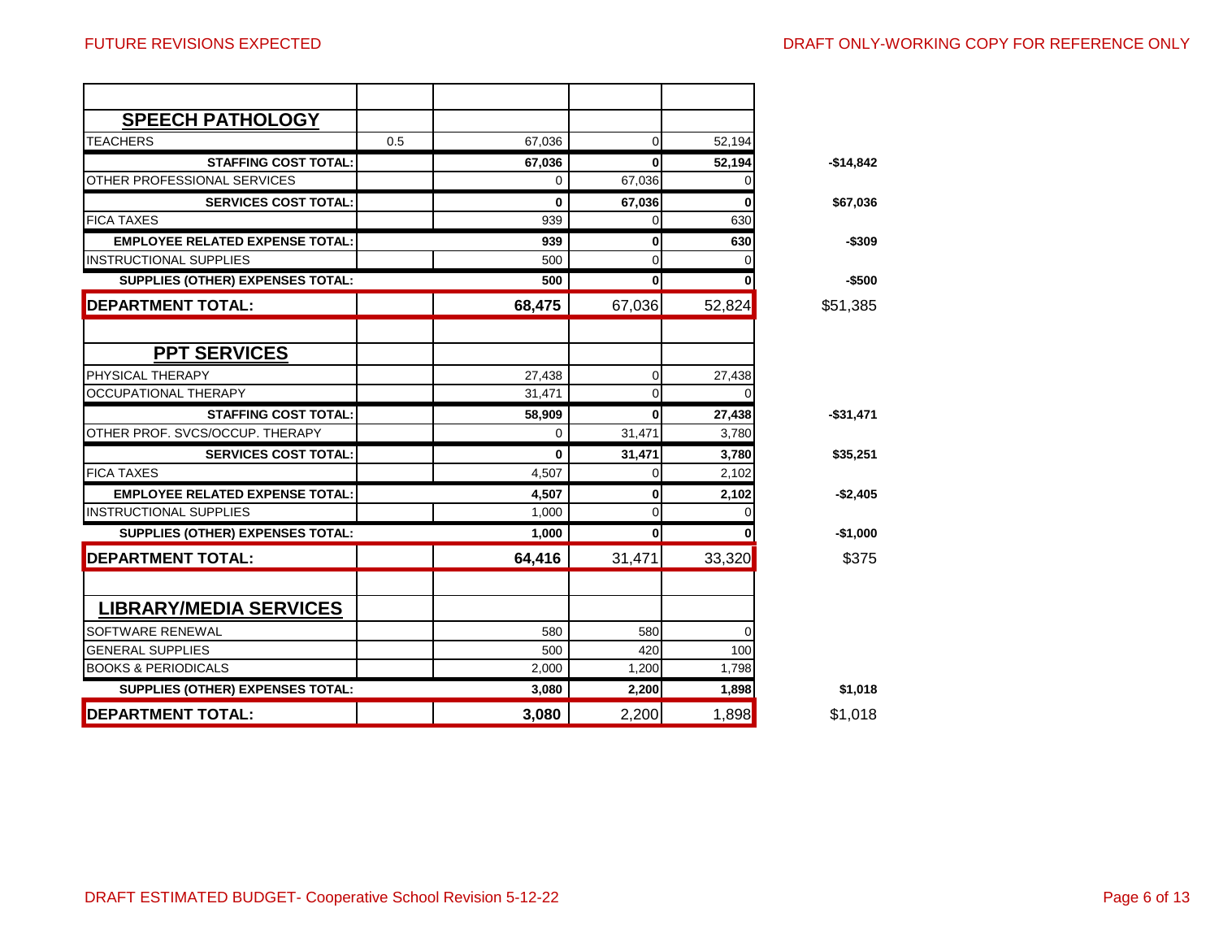FUTURE REVISIONS EXPECTED

DRAFT ONLY-WORKING COPY FOR REFERENCE ONLY

| | | | | | |
|---|---|---|---|---|---|
| **SPEECH PATHOLOGY** | | | | | |
| TEACHERS | 0.5 | 67,036 | 0 | 52,194 | |
| **STAFFING COST TOTAL:** | | **67,036** | **0** | **52,194** | **-$14,842** |
| OTHER PROFESSIONAL SERVICES | | 0 | 67,036 | 0 | |
| **SERVICES COST TOTAL:** | | **0** | **67,036** | **0** | **$67,036** |
| FICA TAXES | | 939 | 0 | 630 | |
| **EMPLOYEE RELATED EXPENSE TOTAL:** | | **939** | **0** | **630** | **-$309** |
| INSTRUCTIONAL SUPPLIES | | 500 | 0 | 0 | |
| **SUPPLIES (OTHER) EXPENSES TOTAL:** | | **500** | **0** | **0** | **-$500** |
| **DEPARTMENT TOTAL:** | | **68,475** | 67,036 | 52,824 | $51,385 |
| | | | | | |
| **PPT SERVICES** | | | | | |
| PHYSICAL THERAPY | | 27,438 | 0 | 27,438 | |
| OCCUPATIONAL THERAPY | | 31,471 | 0 | 0 | |
| **STAFFING COST TOTAL:** | | **58,909** | **0** | **27,438** | **-$31,471** |
| OTHER PROF. SVCS/OCCUP. THERAPY | | 0 | 31,471 | 3,780 | |
| **SERVICES COST TOTAL:** | | **0** | **31,471** | **3,780** | **$35,251** |
| FICA TAXES | | 4,507 | 0 | 2,102 | |
| **EMPLOYEE RELATED EXPENSE TOTAL:** | | **4,507** | **0** | **2,102** | **-$2,405** |
| INSTRUCTIONAL SUPPLIES | | 1,000 | 0 | 0 | |
| **SUPPLIES (OTHER) EXPENSES TOTAL:** | | **1,000** | **0** | **0** | **-$1,000** |
| **DEPARTMENT TOTAL:** | | **64,416** | 31,471 | 33,320 | $375 |
| | | | | | |
| **LIBRARY/MEDIA SERVICES** | | | | | |
| SOFTWARE RENEWAL | | 580 | 580 | 0 | |
| GENERAL SUPPLIES | | 500 | 420 | 100 | |
| BOOKS & PERIODICALS | | 2,000 | 1,200 | 1,798 | |
| **SUPPLIES (OTHER) EXPENSES TOTAL:** | | **3,080** | **2,200** | **1,898** | **$1,018** |
| **DEPARTMENT TOTAL:** | | **3,080** | 2,200 | 1,898 | $1,018 |

DRAFT ESTIMATED BUDGET- Cooperative School Revision 5-12-22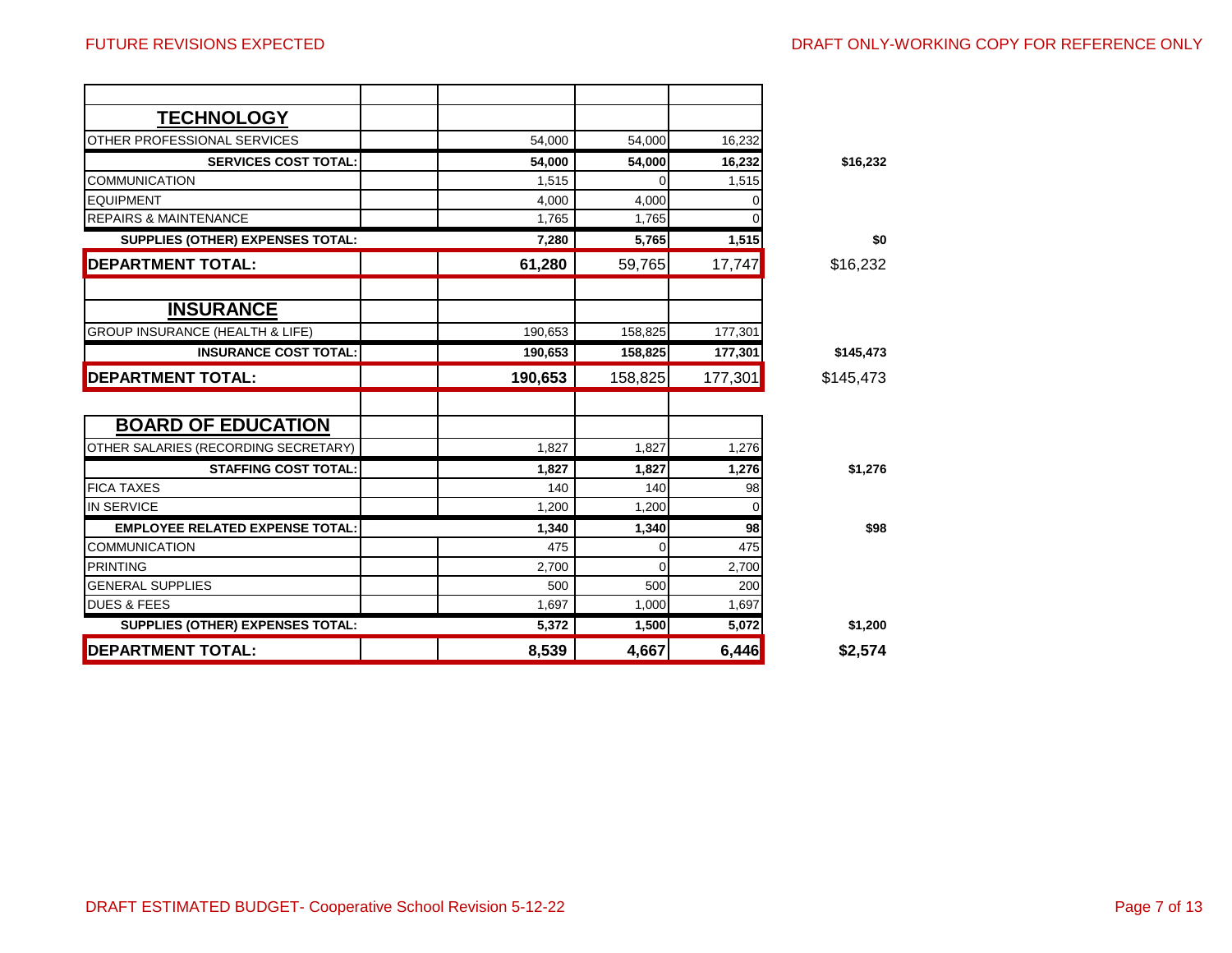FUTURE REVISIONS EXPECTED

DRAFT ONLY-WORKING COPY FOR REFERENCE ONLY

| | | | | | |
|---|---|---|---|---|---|
| **TECHNOLOGY** | | | | | |
| OTHER PROFESSIONAL SERVICES | | 54,000 | 54,000 | 16,232 | |
| **SERVICES COST TOTAL:** | | **54,000** | **54,000** | **16,232** | **$16,232** |
| COMMUNICATION | | 1,515 | 0 | 1,515 | |
| EQUIPMENT | | 4,000 | 4,000 | 0 | |
| REPAIRS & MAINTENANCE | | 1,765 | 1,765 | 0 | |
| **SUPPLIES (OTHER) EXPENSES TOTAL:** | | **7,280** | **5,765** | **1,515** | **$0** |
| **DEPARTMENT TOTAL:** | | **61,280** | 59,765 | 17,747 | $16,232 |
| | | | | | |
| **INSURANCE** | | | | | |
| GROUP INSURANCE (HEALTH & LIFE) | | 190,653 | 158,825 | 177,301 | |
| **INSURANCE COST TOTAL:** | | **190,653** | **158,825** | **177,301** | **$145,473** |
| **DEPARTMENT TOTAL:** | | **190,653** | 158,825 | 177,301 | $145,473 |
| | | | | | |
| **BOARD OF EDUCATION** | | | | | |
| OTHER SALARIES (RECORDING SECRETARY) | | 1,827 | 1,827 | 1,276 | |
| **STAFFING COST TOTAL:** | | **1,827** | **1,827** | **1,276** | **$1,276** |
| FICA TAXES | | 140 | 140 | 98 | |
| IN SERVICE | | 1,200 | 1,200 | 0 | |
| **EMPLOYEE RELATED EXPENSE TOTAL:** | | **1,340** | **1,340** | **98** | **$98** |
| COMMUNICATION | | 475 | 0 | 475 | |
| PRINTING | | 2,700 | 0 | 2,700 | |
| GENERAL SUPPLIES | | 500 | 500 | 200 | |
| DUES & FEES | | 1,697 | 1,000 | 1,697 | |
| **SUPPLIES (OTHER) EXPENSES TOTAL:** | | **5,372** | **1,500** | **5,072** | **$1,200** |
| **DEPARTMENT TOTAL:** | | **8,539** | **4,667** | **6,446** | **$2,574** |

DRAFT ESTIMATED BUDGET- Cooperative School Revision 5-12-22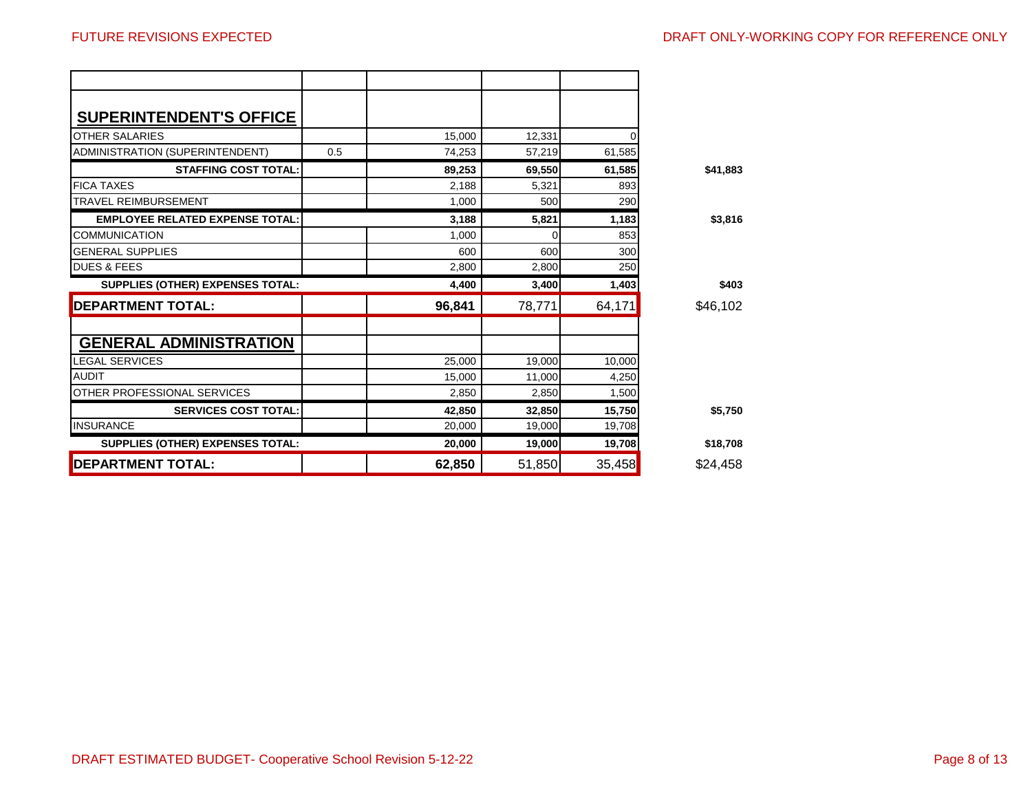| | | | | | |
|---|---|---|---|---|---|
| **SUPERINTENDENT'S OFFICE** | | | | | |
| OTHER SALARIES | | 15,000 | 12,331 | 0 | |
| ADMINISTRATION (SUPERINTENDENT) | 0.5 | 74,253 | 57,219 | 61,585 | |
| **STAFFING COST TOTAL:** | | **89,253** | **69,550** | **61,585** | **$41,883** |
| FICA TAXES | | 2,188 | 5,321 | 893 | |
| TRAVEL REIMBURSEMENT | | 1,000 | 500 | 290 | |
| **EMPLOYEE RELATED EXPENSE TOTAL:** | | **3,188** | **5,821** | **1,183** | **$3,816** |
| COMMUNICATION | | 1,000 | 0 | 853 | |
| GENERAL SUPPLIES | | 600 | 600 | 300 | |
| DUES & FEES | | 2,800 | 2,800 | 250 | |
| **SUPPLIES (OTHER) EXPENSES TOTAL:** | | **4,400** | **3,400** | **1,403** | **$403** |
| **DEPARTMENT TOTAL:** | | **96,841** | 78,771 | 64,171 | $46,102 |
| | | | | | |
| **GENERAL ADMINISTRATION** | | | | | |
| LEGAL SERVICES | | 25,000 | 19,000 | 10,000 | |
| AUDIT | | 15,000 | 11,000 | 4,250 | |
| OTHER PROFESSIONAL SERVICES | | 2,850 | 2,850 | 1,500 | |
| **SERVICES COST TOTAL:** | | **42,850** | **32,850** | **15,750** | **$5,750** |
| INSURANCE | | 20,000 | 19,000 | 19,708 | |
| **SUPPLIES (OTHER) EXPENSES TOTAL:** | | **20,000** | **19,000** | **19,708** | **$18,708** |
| **DEPARTMENT TOTAL:** | | **62,850** | 51,850 | 35,458 | $24,458 |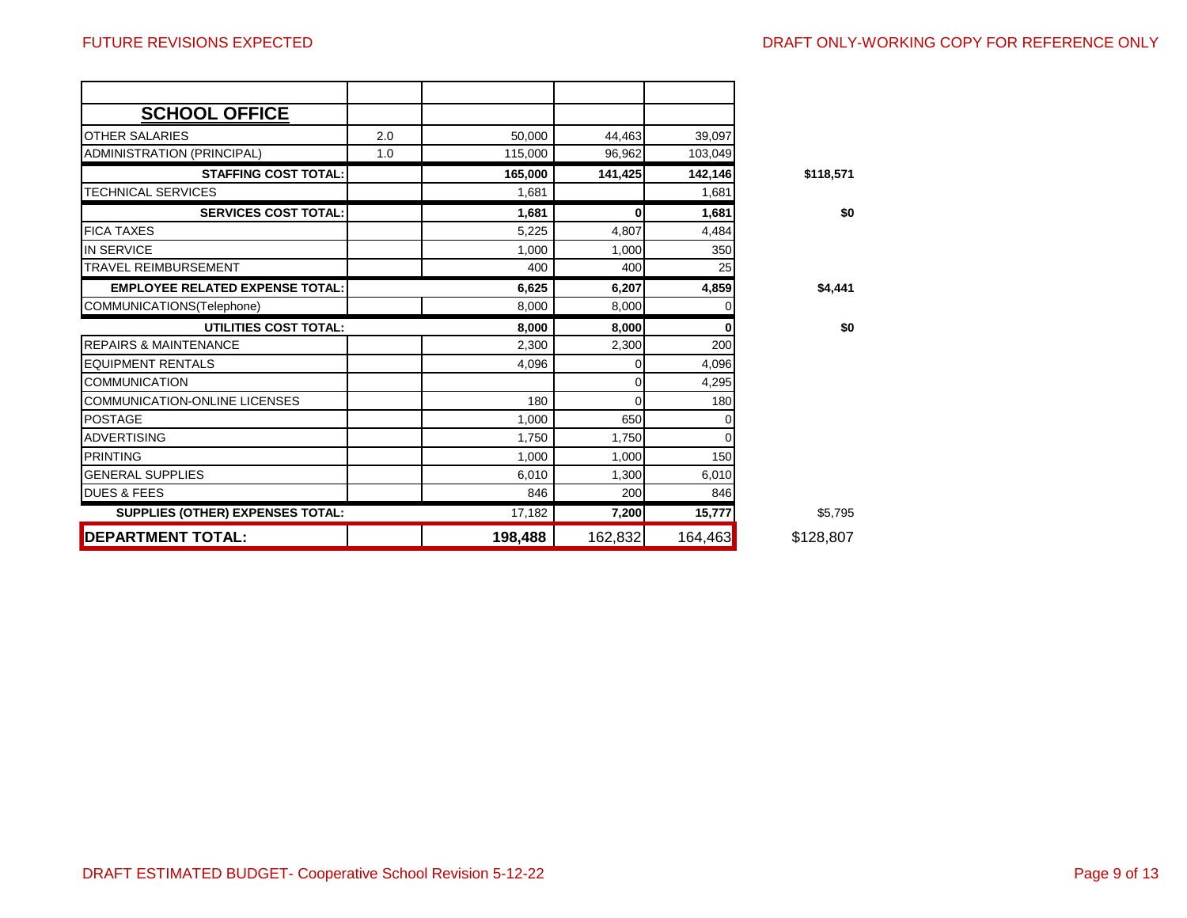FUTURE REVISIONS EXPECTED

DRAFT ONLY-WORKING COPY FOR REFERENCE ONLY

| **SCHOOL OFFICE** | | | | | |
|---|---|---|---|---|---|
| OTHER SALARIES | 2.0 | 50,000 | 44,463 | 39,097 | |
| ADMINISTRATION (PRINCIPAL) | 1.0 | 115,000 | 96,962 | 103,049 | |
| **STAFFING COST TOTAL:** | | **165,000** | **141,425** | **142,146** | **$118,571** |
| TECHNICAL SERVICES | | 1,681 | | 1,681 | |
| **SERVICES COST TOTAL:** | | **1,681** | **0** | **1,681** | **$0** |
| FICA TAXES | | 5,225 | 4,807 | 4,484 | |
| IN SERVICE | | 1,000 | 1,000 | 350 | |
| TRAVEL REIMBURSEMENT | | 400 | 400 | 25 | |
| **EMPLOYEE RELATED EXPENSE TOTAL:** | | **6,625** | **6,207** | **4,859** | **$4,441** |
| COMMUNICATIONS(Telephone) | | 8,000 | 8,000 | 0 | |
| **UTILITIES COST TOTAL:** | | **8,000** | **8,000** | **0** | **$0** |
| REPAIRS & MAINTENANCE | | 2,300 | 2,300 | 200 | |
| EQUIPMENT RENTALS | | 4,096 | 0 | 4,096 | |
| COMMUNICATION | | | 0 | 4,295 | |
| COMMUNICATION-ONLINE LICENSES | | 180 | 0 | 180 | |
| POSTAGE | | 1,000 | 650 | 0 | |
| ADVERTISING | | 1,750 | 1,750 | 0 | |
| PRINTING | | 1,000 | 1,000 | 150 | |
| GENERAL SUPPLIES | | 6,010 | 1,300 | 6,010 | |
| DUES & FEES | | 846 | 200 | 846 | |
| **SUPPLIES (OTHER) EXPENSES TOTAL:** | | 17,182 | **7,200** | **15,777** | $5,795 |
| **DEPARTMENT TOTAL:** | | **198,488** | 162,832 | 164,463 | $128,807 |

DRAFT ESTIMATED BUDGET- Cooperative School Revision 5-12-22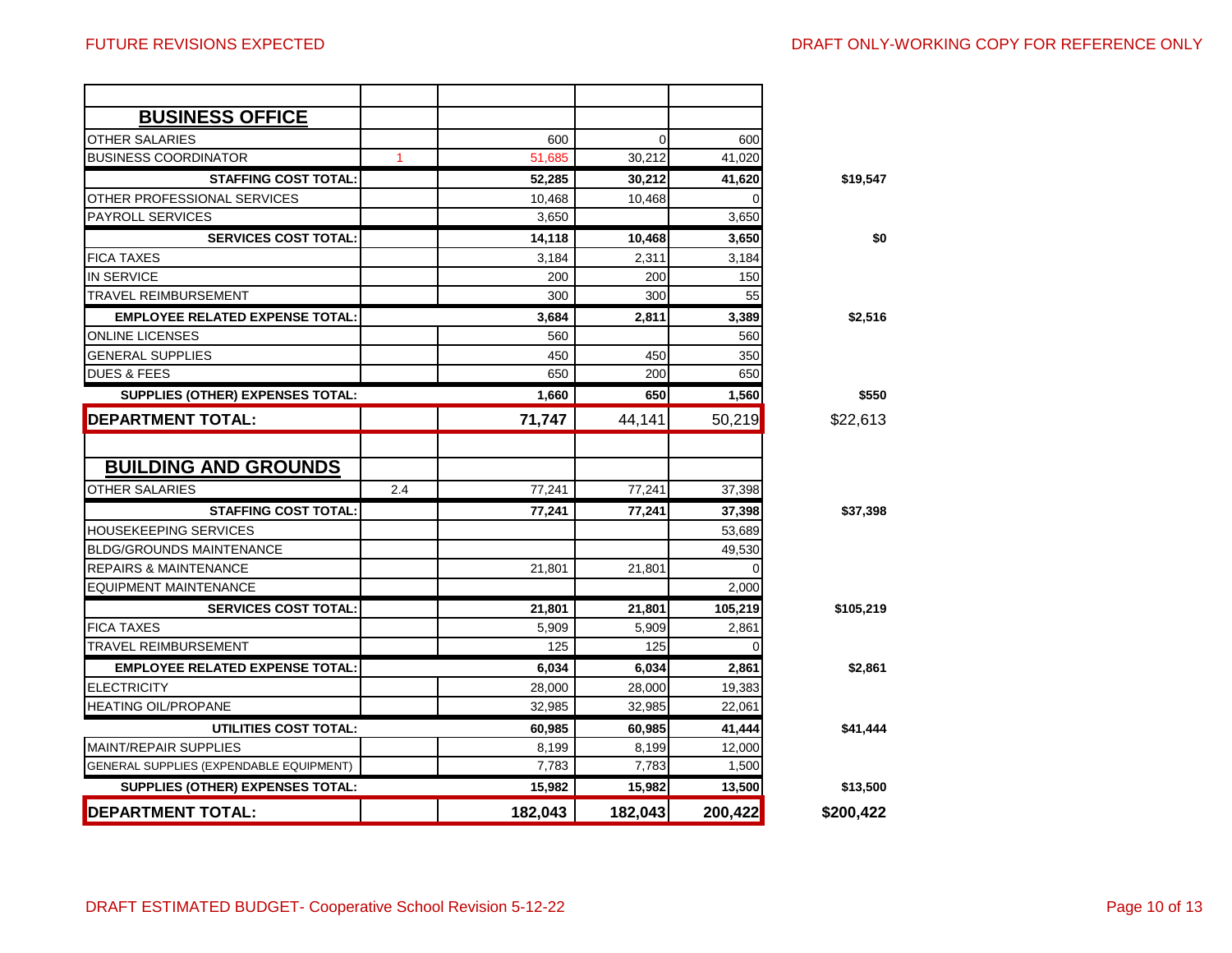| | | | | | |
|---|---|---|---|---|---|
| **BUSINESS OFFICE** | | | | | |
| OTHER SALARIES | | 600 | 0 | 600 | |
| BUSINESS COORDINATOR | 1 | 51,685 | 30,212 | 41,020 | |
| **STAFFING COST TOTAL:** | | **52,285** | **30,212** | **41,620** | **$19,547** |
| OTHER PROFESSIONAL SERVICES | | 10,468 | 10,468 | 0 | |
| PAYROLL SERVICES | | 3,650 | | 3,650 | |
| **SERVICES COST TOTAL:** | | **14,118** | **10,468** | **3,650** | **$0** |
| FICA TAXES | | 3,184 | 2,311 | 3,184 | |
| IN SERVICE | | 200 | 200 | 150 | |
| TRAVEL REIMBURSEMENT | | 300 | 300 | 55 | |
| **EMPLOYEE RELATED EXPENSE TOTAL:** | | **3,684** | **2,811** | **3,389** | **$2,516** |
| ONLINE LICENSES | | 560 | | 560 | |
| GENERAL SUPPLIES | | 450 | 450 | 350 | |
| DUES & FEES | | 650 | 200 | 650 | |
| **SUPPLIES (OTHER) EXPENSES TOTAL:** | | **1,660** | **650** | **1,560** | **$550** |
| **DEPARTMENT TOTAL:** | | **71,747** | 44,141 | 50,219 | $22,613 |
| | | | | | |
| **BUILDING AND GROUNDS** | | | | | |
| OTHER SALARIES | 2.4 | 77,241 | 77,241 | 37,398 | |
| **STAFFING COST TOTAL:** | | **77,241** | **77,241** | **37,398** | **$37,398** |
| HOUSEKEEPING SERVICES | | | | 53,689 | |
| BLDG/GROUNDS MAINTENANCE | | | | 49,530 | |
| REPAIRS & MAINTENANCE | | 21,801 | 21,801 | 0 | |
| EQUIPMENT MAINTENANCE | | | | 2,000 | |
| **SERVICES COST TOTAL:** | | **21,801** | **21,801** | **105,219** | **$105,219** |
| FICA TAXES | | 5,909 | 5,909 | 2,861 | |
| TRAVEL REIMBURSEMENT | | 125 | 125 | 0 | |
| **EMPLOYEE RELATED EXPENSE TOTAL:** | | **6,034** | **6,034** | **2,861** | **$2,861** |
| ELECTRICITY | | 28,000 | 28,000 | 19,383 | |
| HEATING OIL/PROPANE | | 32,985 | 32,985 | 22,061 | |
| **UTILITIES COST TOTAL:** | | **60,985** | **60,985** | **41,444** | **$41,444** |
| MAINT/REPAIR SUPPLIES | | 8,199 | 8,199 | 12,000 | |
| GENERAL SUPPLIES (EXPENDABLE EQUIPMENT) | | 7,783 | 7,783 | 1,500 | |
| **SUPPLIES (OTHER) EXPENSES TOTAL:** | | **15,982** | **15,982** | **13,500** | **$13,500** |
| **DEPARTMENT TOTAL:** | | **182,043** | **182,043** | **200,422** | **$200,422** |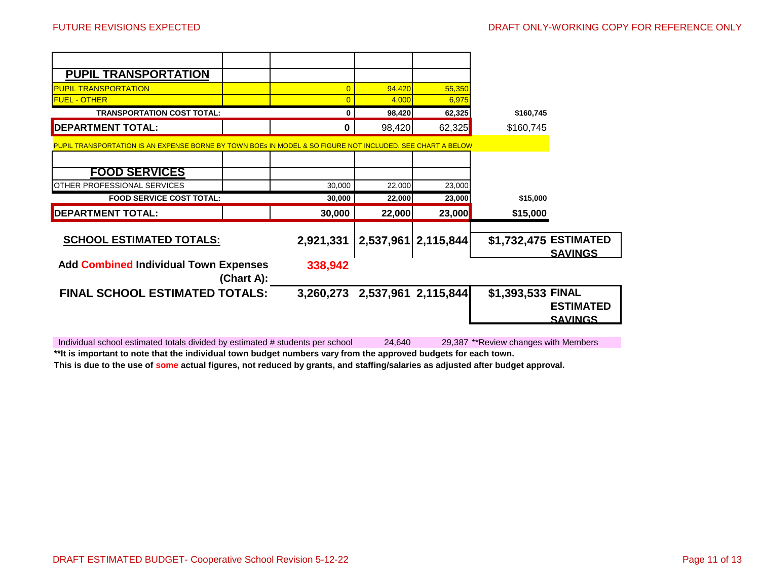FUTURE REVISIONS EXPECTED

DRAFT ONLY-WORKING COPY FOR REFERENCE ONLY

| | | | | | | |
|---|---|---|---|---|---|---|
| **PUPIL TRANSPORTATION** | | | | | | |
| PUPIL TRANSPORTATION | | 0 | 94,420 | 55,350 | | |
| FUEL - OTHER | | 0 | 4,000 | 6,975 | | |
| **TRANSPORTATION COST TOTAL:** | | **0** | **98,420** | **62,325** | **$160,745** | |
| **DEPARTMENT TOTAL:** | | **0** | 98,420 | 62,325 | $160,745 | |
| PUPIL TRANSPORTATION IS AN EXPENSE BORNE BY TOWN BOEs IN MODEL & SO FIGURE NOT INCLUDED. SEE CHART A BELOW | | | | | | |
| **FOOD SERVICES** | | | | | | |
| OTHER PROFESSIONAL SERVICES | | 30,000 | 22,000 | 23,000 | | |
| **FOOD SERVICE COST TOTAL:** | | **30,000** | **22,000** | **23,000** | **$15,000** | |
| **DEPARTMENT TOTAL:** | | **30,000** | **22,000** | **23,000** | **$15,000** | |
| **SCHOOL ESTIMATED TOTALS:** | | **2,921,331** | **2,537,961** | **2,115,844** | **$1,732,475** | **ESTIMATED SAVINGS** |
| **Add Combined Individual Town Expenses (Chart A):** | | **338,942** | | | | |
| **FINAL SCHOOL ESTIMATED TOTALS:** | | **3,260,273** | **2,537,961** | **2,115,844** | **$1,393,533** | **FINAL ESTIMATED SAVINGS** |
| Individual school estimated totals divided by estimated # students per school | | | 24,640 | 29,387 | **Review changes with Members | |

**\*\*It is important to note that the individual town budget numbers vary from the approved budgets for each town.**

**This is due to the use of some actual figures, not reduced by grants, and staffing/salaries as adjusted after budget approval.**

DRAFT ESTIMATED BUDGET- Cooperative School Revision 5-12-22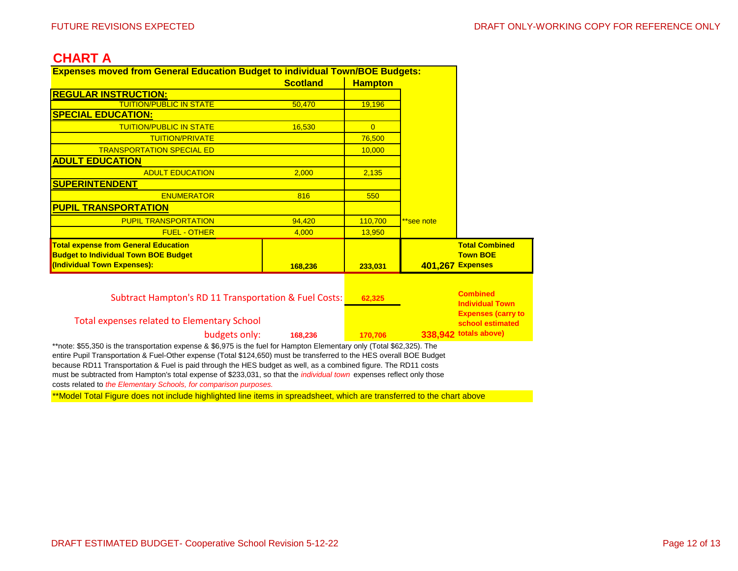## CHART A

| Expenses moved from General Education Budget to individual Town/BOE Budgets: | Scotland | Hampton | | |
|---|---|---|---|---|
| **REGULAR INSTRUCTION:** | | | | |
| TUITION/PUBLIC IN STATE | 50,470 | 19,196 | | |
| **SPECIAL EDUCATION:** | | | | |
| TUITION/PUBLIC IN STATE | 16,530 | 0 | | |
| TUITION/PRIVATE | | 76,500 | | |
| TRANSPORTATION SPECIAL ED | | 10,000 | | |
| **ADULT EDUCATION** | | | | |
| ADULT EDUCATION | 2,000 | 2,135 | | |
| **SUPERINTENDENT** | | | | |
| ENUMERATOR | 816 | 550 | | |
| **PUPIL TRANSPORTATION** | | | | |
| PUPIL TRANSPORTATION | 94,420 | 110,700 | **see note | |
| FUEL - OTHER | 4,000 | 13,950 | | |
| **Total expense from General Education Budget to Individual Town BOE Budget (Individual Town Expenses):** | **168,236** | **233,031** | **401,267** | **Total Combined Town BOE Expenses** |
| Subtract Hampton's RD 11 Transportation & Fuel Costs: | | **62,325** | | |
| Total expenses related to Elementary School budgets only: | **168,236** | **170,706** | **338,942** | **Combined Individual Town Expenses (carry to school estimated totals above)** |

**note: $55,350 is the transportation expense & $6,975 is the fuel for Hampton Elementary only (Total $62,325). The entire Pupil Transportation & Fuel-Other expense (Total $124,650) must be transferred to the HES overall BOE Budget because RD11 Transportation & Fuel is paid through the HES budget as well, as a combined figure. The RD11 costs must be subtracted from Hampton's total expense of $233,031, so that the *individual town* expenses reflect only those costs related to *the Elementary Schools, for comparison purposes.*

**Model Total Figure does not include highlighted line items in spreadsheet, which are transferred to the chart above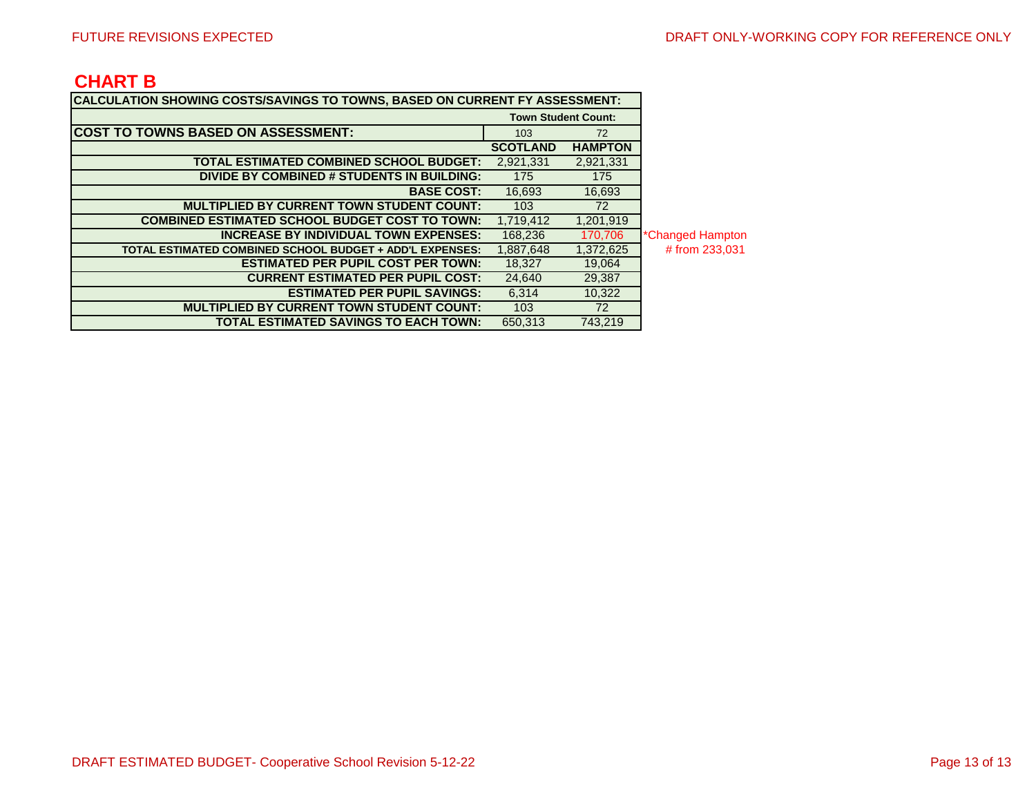FUTURE REVISIONS EXPECTED

DRAFT ONLY-WORKING COPY FOR REFERENCE ONLY

## CHART B

| CALCULATION SHOWING COSTS/SAVINGS TO TOWNS, BASED ON CURRENT FY ASSESSMENT: | | | |
|---|---|---|---|
| | Town Student Count: | | |
| **COST TO TOWNS BASED ON ASSESSMENT:** | 103 | 72 | |
| | **SCOTLAND** | **HAMPTON** | |
| **TOTAL ESTIMATED COMBINED SCHOOL BUDGET:** | 2,921,331 | 2,921,331 | |
| **DIVIDE BY COMBINED # STUDENTS IN BUILDING:** | 175 | 175 | |
| **BASE COST:** | 16,693 | 16,693 | |
| **MULTIPLIED BY CURRENT TOWN STUDENT COUNT:** | 103 | 72 | |
| **COMBINED ESTIMATED SCHOOL BUDGET COST TO TOWN:** | 1,719,412 | 1,201,919 | |
| **INCREASE BY INDIVIDUAL TOWN EXPENSES:** | 168,236 | 170,706 | *Changed Hampton # from 233,031 |
| **TOTAL ESTIMATED COMBINED SCHOOL BUDGET + ADD'L EXPENSES:** | 1,887,648 | 1,372,625 | |
| **ESTIMATED PER PUPIL COST PER TOWN:** | 18,327 | 19,064 | |
| **CURRENT ESTIMATED PER PUPIL COST:** | 24,640 | 29,387 | |
| **ESTIMATED PER PUPIL SAVINGS:** | 6,314 | 10,322 | |
| **MULTIPLIED BY CURRENT TOWN STUDENT COUNT:** | 103 | 72 | |
| **TOTAL ESTIMATED SAVINGS TO EACH TOWN:** | 650,313 | 743,219 | |

DRAFT ESTIMATED BUDGET- Cooperative School Revision 5-12-22